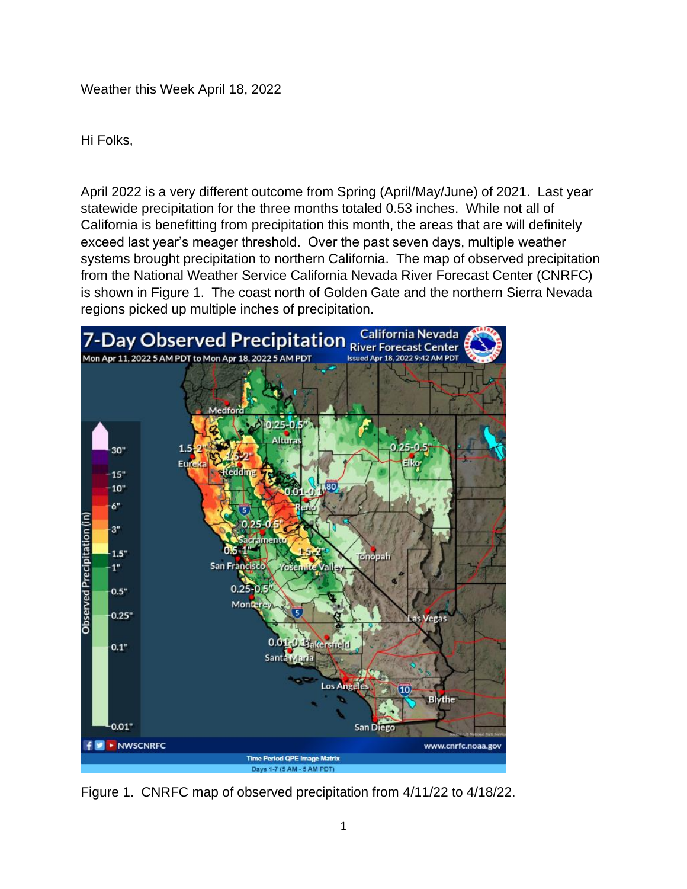Weather this Week April 18, 2022

Hi Folks,

April 2022 is a very different outcome from Spring (April/May/June) of 2021. Last year statewide precipitation for the three months totaled 0.53 inches. While not all of California is benefitting from precipitation this month, the areas that are will definitely exceed last year's meager threshold. Over the past seven days, multiple weather systems brought precipitation to northern California. The map of observed precipitation from the National Weather Service California Nevada River Forecast Center (CNRFC) is shown in Figure 1. The coast north of Golden Gate and the northern Sierra Nevada regions picked up multiple inches of precipitation.

7-Day Observed Precipitation

California Nevada River Forecast Center

Mon Apr 11, 2022 5 AM PDT to Mon Apr 18, 2022 5 AM PDT

Issued Apr 18, 2022 9:42 AM PDT

Observed Precipitation (in)

30"
15"
10"
6"
3"
1.5"
1"
0.5"
0.25"
0.1"
0.01"

Medford
0.25-0.5"
Alturas
1.5-2"
Eureka
1.5-2"
Redding
0.25-0.5"
Elko
0.01-0.1"
80
Reno
5
0.25-0.5"
Sacramento
0.5-1"
1.5-2"
Tonopah
San Francisco
Yosemite Valley
0.25-0.5"
Monterey
5
Las Vegas
0.01-0.1"
Bakersfield
Santa Maria
Los Angeles
10
Blythe
San Diego

NWSCNRFC

www.cnrfc.noaa.gov

Time Period QPE Image Matrix

Days 1-7 (5 AM - 5 AM PDT)

Figure 1. CNRFC map of observed precipitation from 4/11/22 to 4/18/22.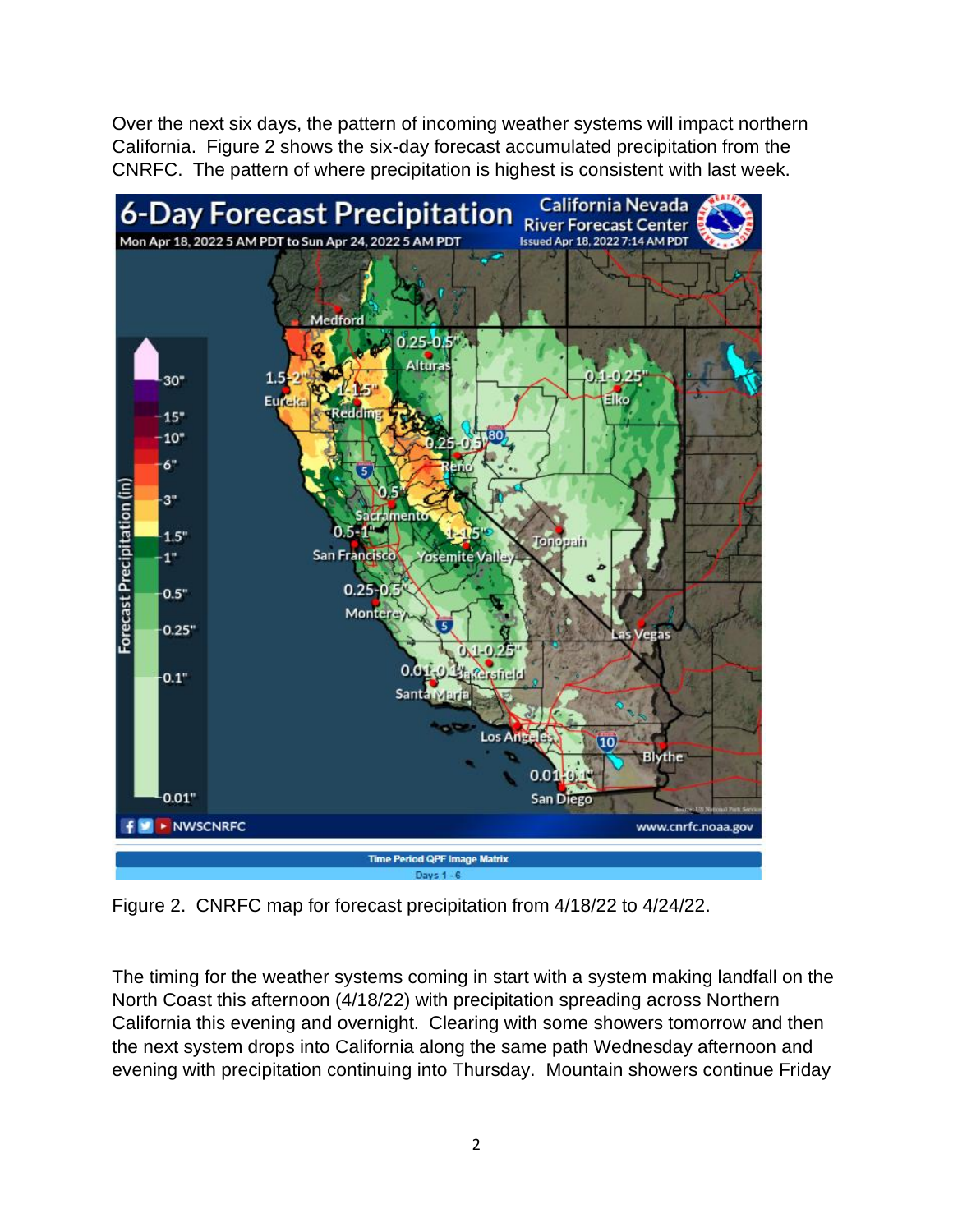Over the next six days, the pattern of incoming weather systems will impact northern California. Figure 2 shows the six-day forecast accumulated precipitation from the CNRFC. The pattern of where precipitation is highest is consistent with last week.

6-Day Forecast Precipitation

California Nevada River Forecast Center

Mon Apr 18, 2022 5 AM PDT to Sun Apr 24, 2022 5 AM PDT

Issued Apr 18, 2022 7:14 AM PDT

Forecast Precipitation (in)

30"
15"
10"
6"
3"
1.5"
1"
0.5"
0.25"
0.1"
0.01"

Medford
0.25-0.5"
Alturas
1.5-2"
Eureka
1-1.5"
Redding
0.1-0.25"
Elko
80
0.25-0.5"
Reno
5
0.5"
Sacramento
0.5-1"
San Francisco
1-1.5"
Yosemite Valley
Tonopah
0.25-0.5"
Monterey
5
Las Vegas
0.1-0.25"
0.01-0.1"
Bakersfield
Santa Maria
Los Angeles
10
Blythe
0.01-0.1"
San Diego

NWSCNRFC

www.cnrfc.noaa.gov

Time Period QPF Image Matrix

Days 1 - 6

Figure 2. CNRFC map for forecast precipitation from 4/18/22 to 4/24/22.

The timing for the weather systems coming in start with a system making landfall on the North Coast this afternoon (4/18/22) with precipitation spreading across Northern California this evening and overnight. Clearing with some showers tomorrow and then the next system drops into California along the same path Wednesday afternoon and evening with precipitation continuing into Thursday. Mountain showers continue Friday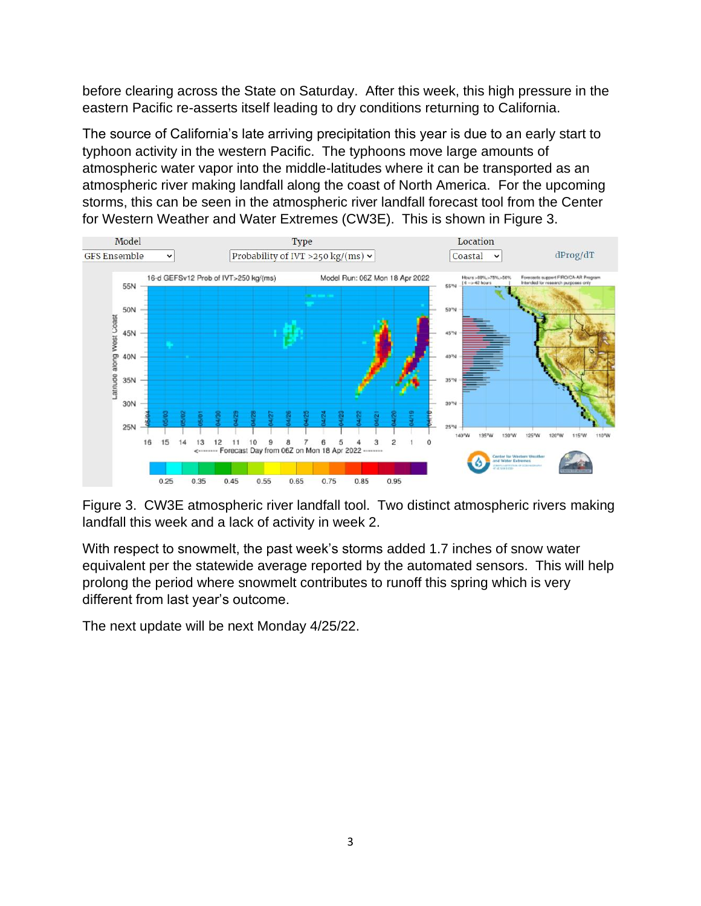before clearing across the State on Saturday. After this week, this high pressure in the eastern Pacific re-asserts itself leading to dry conditions returning to California.

The source of California's late arriving precipitation this year is due to an early start to typhoon activity in the western Pacific. The typhoons move large amounts of atmospheric water vapor into the middle-latitudes where it can be transported as an atmospheric river making landfall along the coast of North America. For the upcoming storms, this can be seen in the atmospheric river landfall forecast tool from the Center for Western Weather and Water Extremes (CW3E). This is shown in Figure 3.

Model: GFS Ensemble
Type: Probability of IVT >250 kg/(ms)
Location: Coastal
dProg/dT

16-d GEFSv12 Prob of IVT>250 kg/(ms)
Model Run: 06Z Mon 18 Apr 2022

Latitude along West Coast
55N
50N
45N
40N
35N
30N
25N

05/04 05/03 05/02 05/01 04/30 04/29 04/28 04/27 04/26 04/25 04/24 04/23 04/22 04/21 04/20 04/19 04/18

16 15 14 13 12 11 10 9 8 7 6 5 4 3 2 1 0

<------- Forecast Day from 06Z on Mon 18 Apr 2022 -------

0.25 0.35 0.45 0.55 0.65 0.75 0.85 0.95

Hours >90%, >75%, >50%
Forecasts support FIRO/CA-AR Program
Intended for research purposes only

55°N
50°N
45°N
40°N
35°N
30°N
25°N

140°W 135°W 130°W 125°W 120°W 115°W 110°W

Center for Western Weather and Water Extremes

Figure 3. CW3E atmospheric river landfall tool. Two distinct atmospheric rivers making landfall this week and a lack of activity in week 2.

With respect to snowmelt, the past week's storms added 1.7 inches of snow water equivalent per the statewide average reported by the automated sensors. This will help prolong the period where snowmelt contributes to runoff this spring which is very different from last year's outcome.

The next update will be next Monday 4/25/22.